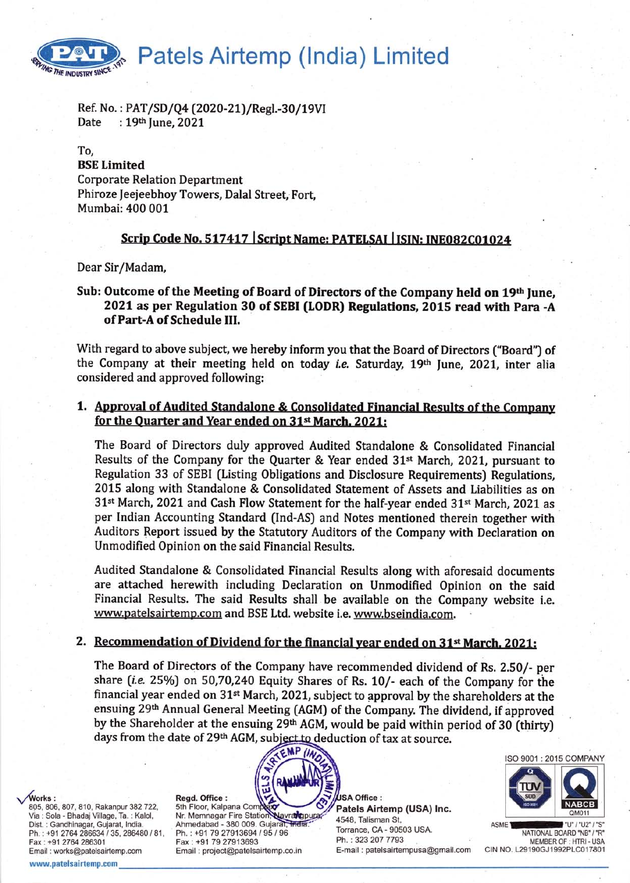# Patels Airtemp (India) Limited

Ref. No. : PAT/SD/Q4 (2020-21)/Regl.-30/19VI
Date : 19th June, 2021

To,
**BSE Limited**
Corporate Relation Department
Phiroze Jeejeebhoy Towers, Dalal Street, Fort,
Mumbai: 400 001

**Scrip Code No. 517417 | Script Name: PATELSAI | ISIN: INE082C01024**

Dear Sir/Madam,

**Sub: Outcome of the Meeting of Board of Directors of the Company held on 19th June, 2021 as per Regulation 30 of SEBI (LODR) Regulations, 2015 read with Para -A of Part-A of Schedule III.**

With regard to above subject, we hereby inform you that the Board of Directors ("Board") of the Company at their meeting held on today *i.e.* Saturday, 19th June, 2021, inter alia considered and approved following:

1. **Approval of Audited Standalone & Consolidated Financial Results of the Company for the Quarter and Year ended on 31st March, 2021:**

   The Board of Directors duly approved Audited Standalone & Consolidated Financial Results of the Company for the Quarter & Year ended 31st March, 2021, pursuant to Regulation 33 of SEBI (Listing Obligations and Disclosure Requirements) Regulations, 2015 along with Standalone & Consolidated Statement of Assets and Liabilities as on 31st March, 2021 and Cash Flow Statement for the half-year ended 31st March, 2021 as per Indian Accounting Standard (Ind-AS) and Notes mentioned therein together with Auditors Report issued by the Statutory Auditors of the Company with Declaration on Unmodified Opinion on the said Financial Results.

   Audited Standalone & Consolidated Financial Results along with aforesaid documents are attached herewith including Declaration on Unmodified Opinion on the said Financial Results. The said Results shall be available on the Company website i.e. www.patelsairtemp.com and BSE Ltd. website i.e. www.bseindia.com.

2. **Recommendation of Dividend for the financial year ended on 31st March, 2021:**

   The Board of Directors of the Company have recommended dividend of Rs. 2.50/- per share (*i.e.* 25%) on 50,70,240 Equity Shares of Rs. 10/- each of the Company for the financial year ended on 31st March, 2021, subject to approval by the shareholders at the ensuing 29th Annual General Meeting (AGM) of the Company. The dividend, if approved by the Shareholder at the ensuing 29th AGM, would be paid within period of 30 (thirty) days from the date of 29th AGM, subject to deduction of tax at source.

**Works :** 805, 806, 807, 810, Rakanpur 382 722, Via : Sola - Bhadaj Village, Ta. : Kalol, Dist. : Gandhinagar, Gujarat, India. Ph. : +91 2764 286634 / 35, 286480 / 81, Fax : +91 2764 286301 Email : works@patelsairtemp.com

**Regd. Office :** 5th Floor, Kalpana Complex, Nr. Memnagar Fire Station, Navrangpura, Ahmedabad - 380 009. Gujarat, India. Ph. : +91 79 27913694 / 95 / 96 Fax : +91 79 27913693 Email : project@patelsairtemp.co.in

**USA Office :** Patels Airtemp (USA) Inc. 4548, Talisman St, Torrance, CA - 90503 USA. Ph. : 323 207 7793 E-mail : patelsairtempusa@gmail.com

ISO 9001 : 2015 COMPANY
ASME "U" / "U2" / "S" NATIONAL BOARD "NB" / "R" MEMBER OF : HTRI - USA
CIN NO. L29190GJ1992PLC017801

www.patelsairtemp.com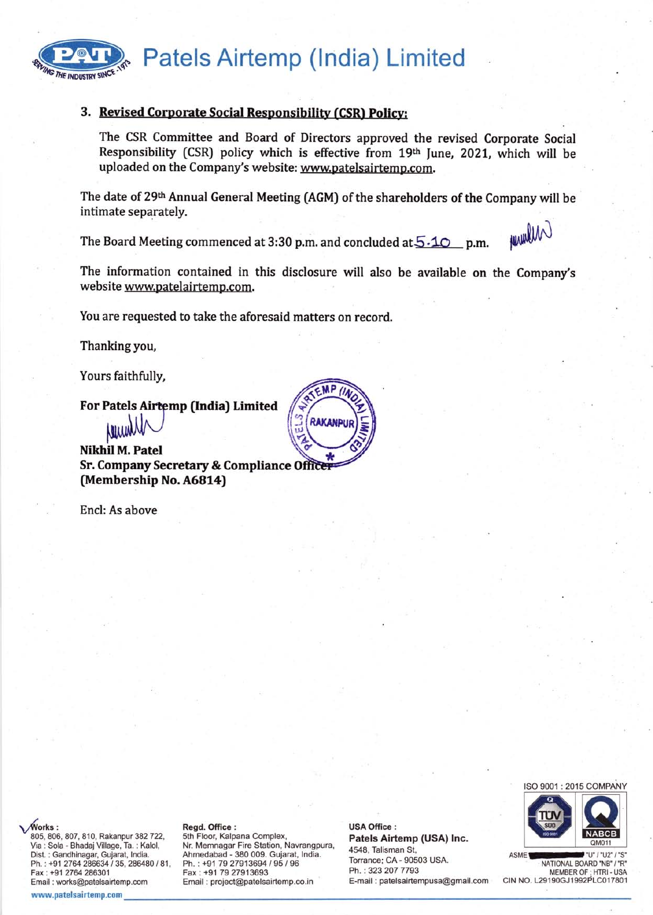### 3. **Revised Corporate Social Responsibility (CSR) Policy:**

The CSR Committee and Board of Directors approved the revised Corporate Social Responsibility (CSR) policy which is effective from 19th June, 2021, which will be uploaded on the Company's website: www.patelsairtemp.com.

The date of 29th Annual General Meeting (AGM) of the shareholders of the Company will be intimate separately.

The Board Meeting commenced at 3:30 p.m. and concluded at 5.10 p.m.

The information contained in this disclosure will also be available on the Company's website www.patelairtemp.com.

You are requested to take the aforesaid matters on record.

Thanking you,

Yours faithfully,

**For Patels Airtemp (India) Limited**

**Nikhil M. Patel**
**Sr. Company Secretary & Compliance Officer**
**(Membership No. A6814)**

Encl: As above

**Works :** 805, 806, 807, 810, Rakanpur 382 722, Via : Sola - Bhadaj Village, Ta. : Kalol, Dist. : Gandhinagar, Gujarat, India. Ph. : +91 2764 286634 / 35, 286480 / 81, Fax : +91 2764 286301 Email : works@patelsairtemp.com

**Regd. Office :** 5th Floor, Kalpana Complex, Nr. Memnagar Fire Station, Navrangpura, Ahmedabad - 380 009. Gujarat, India. Ph. : +91 79 27913694 / 95 / 96 Fax : +91 79 27913693 Email : project@patelsairtemp.co.in

**USA Office :** **Patels Airtemp (USA) Inc.** 4548, Talisman St, Torrance; CA - 90503 USA. Ph. : 323 207 7793 E-mail : patelsairtempusa@gmail.com

ISO 9001 : 2015 COMPANY

ASME "U" / "U2" / "S" NATIONAL BOARD "NB" / "R" MEMBER OF : HTRI - USA CIN NO. L29190GJ1992PLC017801

www.patelsairtemp.com